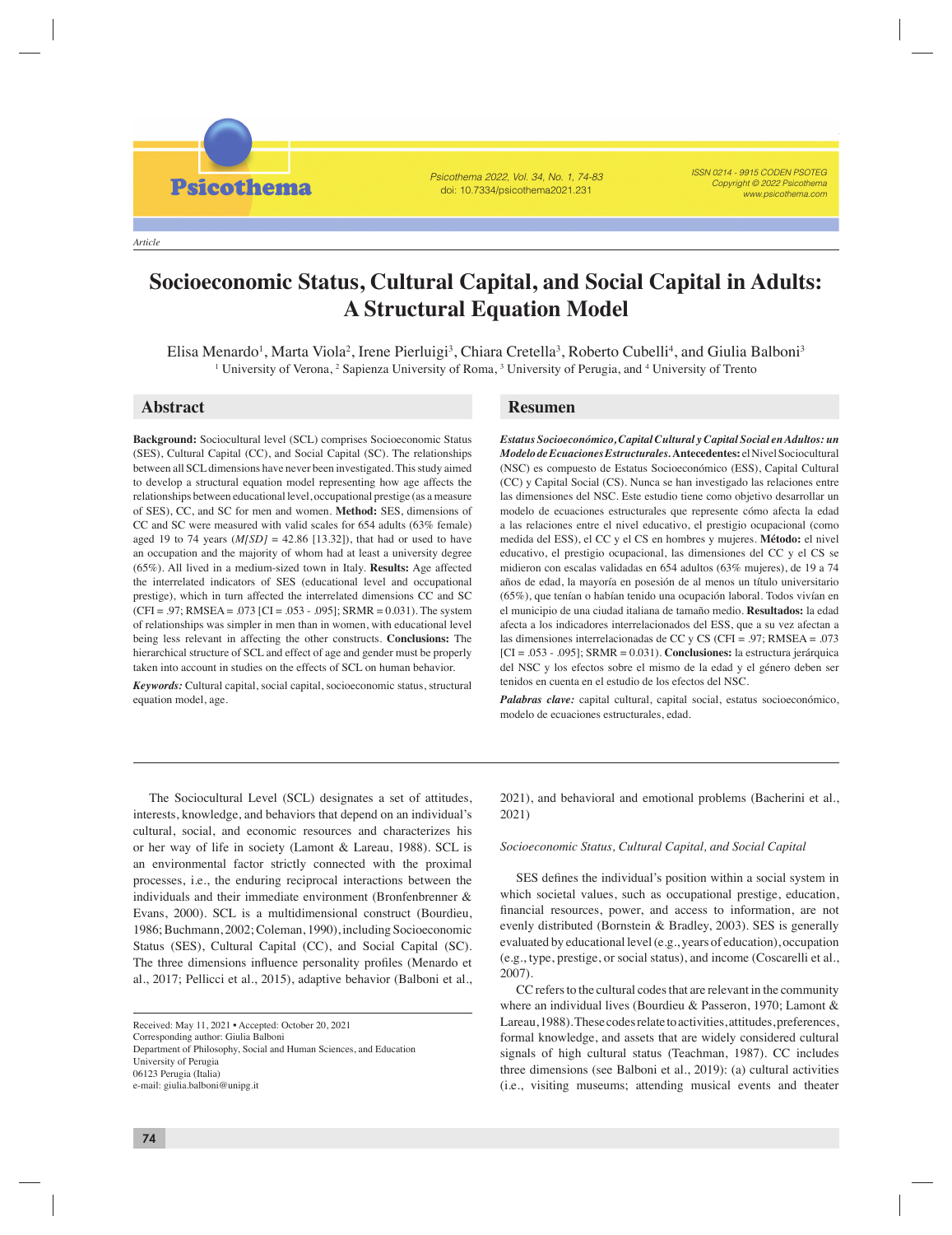Article

# Socioeconomic Status, Cultural Capital, and Social Capital in Adults: A Structural Equation Model

Elisa Menardo[1], Marta Viola[2], Irene Pierluigi[3], Chiara Cretella[3], Roberto Cubelli[4], and Giulia Balboni[3]

[1] University of Verona, [2] Sapienza University of Roma, [3] University of Perugia, and [4] University of Trento

## Abstract

**Background:** Sociocultural level (SCL) comprises Socioeconomic Status (SES), Cultural Capital (CC), and Social Capital (SC). The relationships between all SCL dimensions have never been investigated. This study aimed to develop a structural equation model representing how age affects the relationships between educational level, occupational prestige (as a measure of SES), CC, and SC for men and women. **Method:** SES, dimensions of CC and SC were measured with valid scales for 654 adults (63% female) aged 19 to 74 years (*M[SD]* = 42.86 [13.32]), that had or used to have an occupation and the majority of whom had at least a university degree (65%). All lived in a medium-sized town in Italy. **Results:** Age affected the interrelated indicators of SES (educational level and occupational prestige), which in turn affected the interrelated dimensions CC and SC (CFI = .97; RMSEA = .073 [CI = .053 - .095]; SRMR = 0.031). The system of relationships was simpler in men than in women, with educational level being less relevant in affecting the other constructs. **Conclusions:** The hierarchical structure of SCL and effect of age and gender must be properly taken into account in studies on the effects of SCL on human behavior.

***Keywords:*** Cultural capital, social capital, socioeconomic status, structural equation model, age.

## Resumen

***Estatus Socioeconómico, Capital Cultural y Capital Social en Adultos: un Modelo de Ecuaciones Estructurales.*** **Antecedentes:** el Nivel Sociocultural (NSC) es compuesto de Estatus Socioeconómico (ESS), Capital Cultural (CC) y Capital Social (CS). Nunca se han investigado las relaciones entre las dimensiones del NSC. Este estudio tiene como objetivo desarrollar un modelo de ecuaciones estructurales que represente cómo afecta la edad a las relaciones entre el nivel educativo, el prestigio ocupacional (como medida del ESS), el CC y el CS en hombres y mujeres. **Método:** el nivel educativo, el prestigio ocupacional, las dimensiones del CC y el CS se midieron con escalas validadas en 654 adultos (63% mujeres), de 19 a 74 años de edad, la mayoría en posesión de al menos un título universitario (65%), que tenían o habían tenido una ocupación laboral. Todos vivían en el municipio de una ciudad italiana de tamaño medio. **Resultados:** la edad afecta a los indicadores interrelacionados del ESS, que a su vez afectan a las dimensiones interrelacionadas de CC y CS (CFI = .97; RMSEA = .073 [CI = .053 - .095]; SRMR = 0.031). **Conclusiones:** la estructura jerárquica del NSC y los efectos sobre el mismo de la edad y el género deben ser tenidos en cuenta en el estudio de los efectos del NSC.

***Palabras clave:*** capital cultural, capital social, estatus socioeconómico, modelo de ecuaciones estructurales, edad.

---

The Sociocultural Level (SCL) designates a set of attitudes, interests, knowledge, and behaviors that depend on an individual's cultural, social, and economic resources and characterizes his or her way of life in society (Lamont & Lareau, 1988). SCL is an environmental factor strictly connected with the proximal processes, i.e., the enduring reciprocal interactions between the individuals and their immediate environment (Bronfenbrenner & Evans, 2000). SCL is a multidimensional construct (Bourdieu, 1986; Buchmann, 2002; Coleman, 1990), including Socioeconomic Status (SES), Cultural Capital (CC), and Social Capital (SC). The three dimensions influence personality profiles (Menardo et al., 2017; Pellicci et al., 2015), adaptive behavior (Balboni et al., 2021), and behavioral and emotional problems (Bacherini et al., 2021)

*Socioeconomic Status, Cultural Capital, and Social Capital*

SES defines the individual's position within a social system in which societal values, such as occupational prestige, education, financial resources, power, and access to information, are not evenly distributed (Bornstein & Bradley, 2003). SES is generally evaluated by educational level (e.g., years of education), occupation (e.g., type, prestige, or social status), and income (Coscarelli et al., 2007).

CC refers to the cultural codes that are relevant in the community where an individual lives (Bourdieu & Passeron, 1970; Lamont & Lareau, 1988). These codes relate to activities, attitudes, preferences, formal knowledge, and assets that are widely considered cultural signals of high cultural status (Teachman, 1987). CC includes three dimensions (see Balboni et al., 2019): (a) cultural activities (i.e., visiting museums; attending musical events and theater

Received: May 11, 2021 • Accepted: October 20, 2021
Corresponding author: Giulia Balboni
Department of Philosophy, Social and Human Sciences, and Education
University of Perugia
06123 Perugia (Italia)
e-mail: giulia.balboni@unipg.it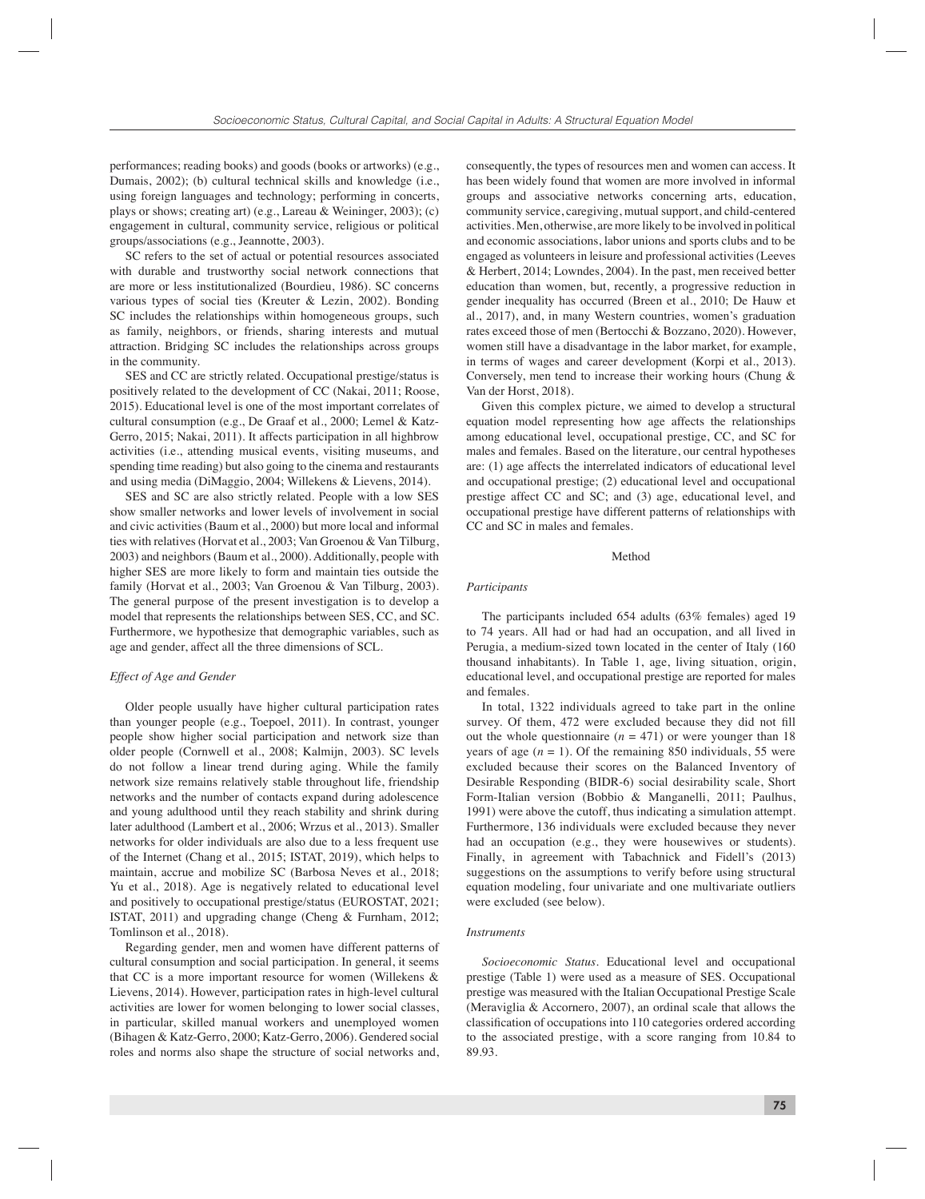performances; reading books) and goods (books or artworks) (e.g., Dumais, 2002); (b) cultural technical skills and knowledge (i.e., using foreign languages and technology; performing in concerts, plays or shows; creating art) (e.g., Lareau & Weininger, 2003); (c) engagement in cultural, community service, religious or political groups/associations (e.g., Jeannotte, 2003).

SC refers to the set of actual or potential resources associated with durable and trustworthy social network connections that are more or less institutionalized (Bourdieu, 1986). SC concerns various types of social ties (Kreuter & Lezin, 2002). Bonding SC includes the relationships within homogeneous groups, such as family, neighbors, or friends, sharing interests and mutual attraction. Bridging SC includes the relationships across groups in the community.

SES and CC are strictly related. Occupational prestige/status is positively related to the development of CC (Nakai, 2011; Roose, 2015). Educational level is one of the most important correlates of cultural consumption (e.g., De Graaf et al., 2000; Lemel & Katz-Gerro, 2015; Nakai, 2011). It affects participation in all highbrow activities (i.e., attending musical events, visiting museums, and spending time reading) but also going to the cinema and restaurants and using media (DiMaggio, 2004; Willekens & Lievens, 2014).

SES and SC are also strictly related. People with a low SES show smaller networks and lower levels of involvement in social and civic activities (Baum et al., 2000) but more local and informal ties with relatives (Horvat et al., 2003; Van Groenou & Van Tilburg, 2003) and neighbors (Baum et al., 2000). Additionally, people with higher SES are more likely to form and maintain ties outside the family (Horvat et al., 2003; Van Groenou & Van Tilburg, 2003). The general purpose of the present investigation is to develop a model that represents the relationships between SES, CC, and SC. Furthermore, we hypothesize that demographic variables, such as age and gender, affect all the three dimensions of SCL.

### *Effect of Age and Gender*

Older people usually have higher cultural participation rates than younger people (e.g., Toepoel, 2011). In contrast, younger people show higher social participation and network size than older people (Cornwell et al., 2008; Kalmijn, 2003). SC levels do not follow a linear trend during aging. While the family network size remains relatively stable throughout life, friendship networks and the number of contacts expand during adolescence and young adulthood until they reach stability and shrink during later adulthood (Lambert et al., 2006; Wrzus et al., 2013). Smaller networks for older individuals are also due to a less frequent use of the Internet (Chang et al., 2015; ISTAT, 2019), which helps to maintain, accrue and mobilize SC (Barbosa Neves et al., 2018; Yu et al., 2018). Age is negatively related to educational level and positively to occupational prestige/status (EUROSTAT, 2021; ISTAT, 2011) and upgrading change (Cheng & Furnham, 2012; Tomlinson et al., 2018).

Regarding gender, men and women have different patterns of cultural consumption and social participation. In general, it seems that CC is a more important resource for women (Willekens & Lievens, 2014). However, participation rates in high-level cultural activities are lower for women belonging to lower social classes, in particular, skilled manual workers and unemployed women (Bihagen & Katz-Gerro, 2000; Katz-Gerro, 2006). Gendered social roles and norms also shape the structure of social networks and, consequently, the types of resources men and women can access. It has been widely found that women are more involved in informal groups and associative networks concerning arts, education, community service, caregiving, mutual support, and child-centered activities. Men, otherwise, are more likely to be involved in political and economic associations, labor unions and sports clubs and to be engaged as volunteers in leisure and professional activities (Leeves & Herbert, 2014; Lowndes, 2004). In the past, men received better education than women, but, recently, a progressive reduction in gender inequality has occurred (Breen et al., 2010; De Hauw et al., 2017), and, in many Western countries, women's graduation rates exceed those of men (Bertocchi & Bozzano, 2020). However, women still have a disadvantage in the labor market, for example, in terms of wages and career development (Korpi et al., 2013). Conversely, men tend to increase their working hours (Chung & Van der Horst, 2018).

Given this complex picture, we aimed to develop a structural equation model representing how age affects the relationships among educational level, occupational prestige, CC, and SC for males and females. Based on the literature, our central hypotheses are: (1) age affects the interrelated indicators of educational level and occupational prestige; (2) educational level and occupational prestige affect CC and SC; and (3) age, educational level, and occupational prestige have different patterns of relationships with CC and SC in males and females.

## Method

### *Participants*

The participants included 654 adults (63% females) aged 19 to 74 years. All had or had had an occupation, and all lived in Perugia, a medium-sized town located in the center of Italy (160 thousand inhabitants). In Table 1, age, living situation, origin, educational level, and occupational prestige are reported for males and females.

In total, 1322 individuals agreed to take part in the online survey. Of them, 472 were excluded because they did not fill out the whole questionnaire ($n = 471$) or were younger than 18 years of age ($n = 1$). Of the remaining 850 individuals, 55 were excluded because their scores on the Balanced Inventory of Desirable Responding (BIDR-6) social desirability scale, Short Form-Italian version (Bobbio & Manganelli, 2011; Paulhus, 1991) were above the cutoff, thus indicating a simulation attempt. Furthermore, 136 individuals were excluded because they never had an occupation (e.g., they were housewives or students). Finally, in agreement with Tabachnick and Fidell's (2013) suggestions on the assumptions to verify before using structural equation modeling, four univariate and one multivariate outliers were excluded (see below).

### *Instruments*

*Socioeconomic Status*. Educational level and occupational prestige (Table 1) were used as a measure of SES. Occupational prestige was measured with the Italian Occupational Prestige Scale (Meraviglia & Accornero, 2007), an ordinal scale that allows the classification of occupations into 110 categories ordered according to the associated prestige, with a score ranging from 10.84 to 89.93.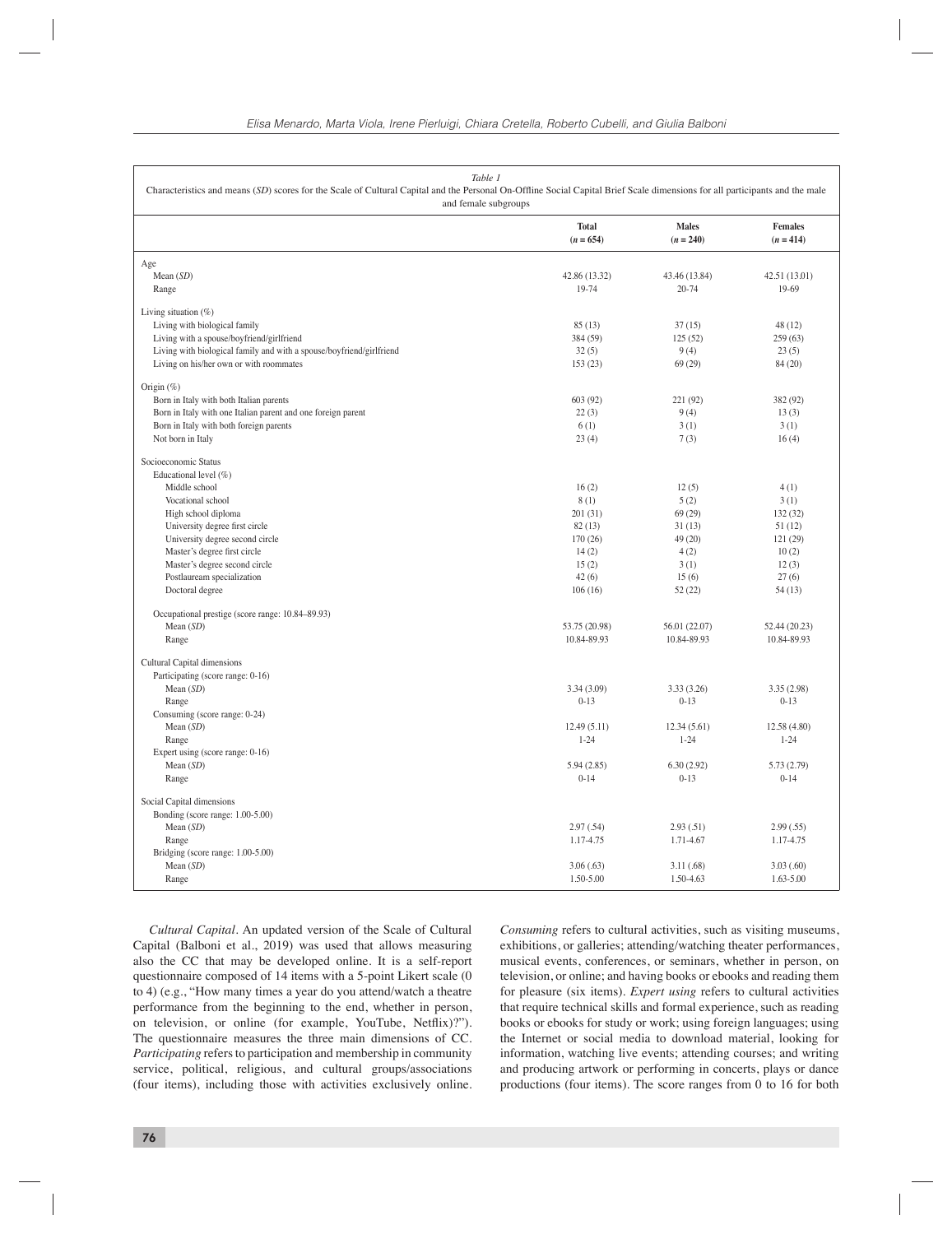*Table 1*
Characteristics and means (*SD*) scores for the Scale of Cultural Capital and the Personal On-Offline Social Capital Brief Scale dimensions for all participants and the male and female subgroups

| | Total ($n = 654$) | Males ($n = 240$) | Females ($n = 414$) |
|---|---|---|---|
| Age | | | |
| Mean (*SD*) | 42.86 (13.32) | 43.46 (13.84) | 42.51 (13.01) |
| Range | 19-74 | 20-74 | 19-69 |
| Living situation (%) | | | |
| Living with biological family | 85 (13) | 37 (15) | 48 (12) |
| Living with a spouse/boyfriend/girlfriend | 384 (59) | 125 (52) | 259 (63) |
| Living with biological family and with a spouse/boyfriend/girlfriend | 32 (5) | 9 (4) | 23 (5) |
| Living on his/her own or with roommates | 153 (23) | 69 (29) | 84 (20) |
| Origin (%) | | | |
| Born in Italy with both Italian parents | 603 (92) | 221 (92) | 382 (92) |
| Born in Italy with one Italian parent and one foreign parent | 22 (3) | 9 (4) | 13 (3) |
| Born in Italy with both foreign parents | 6 (1) | 3 (1) | 3 (1) |
| Not born in Italy | 23 (4) | 7 (3) | 16 (4) |
| Socioeconomic Status | | | |
| Educational level (%) | | | |
| Middle school | 16 (2) | 12 (5) | 4 (1) |
| Vocational school | 8 (1) | 5 (2) | 3 (1) |
| High school diploma | 201 (31) | 69 (29) | 132 (32) |
| University degree first circle | 82 (13) | 31 (13) | 51 (12) |
| University degree second circle | 170 (26) | 49 (20) | 121 (29) |
| Master's degree first circle | 14 (2) | 4 (2) | 10 (2) |
| Master's degree second circle | 15 (2) | 3 (1) | 12 (3) |
| Postlauream specialization | 42 (6) | 15 (6) | 27 (6) |
| Doctoral degree | 106 (16) | 52 (22) | 54 (13) |
| Occupational prestige (score range: 10.84–89.93) | | | |
| Mean (*SD*) | 53.75 (20.98) | 56.01 (22.07) | 52.44 (20.23) |
| Range | 10.84-89.93 | 10.84-89.93 | 10.84-89.93 |
| Cultural Capital dimensions | | | |
| Participating (score range: 0-16) | | | |
| Mean (*SD*) | 3.34 (3.09) | 3.33 (3.26) | 3.35 (2.98) |
| Range | 0-13 | 0-13 | 0-13 |
| Consuming (score range: 0-24) | | | |
| Mean (*SD*) | 12.49 (5.11) | 12.34 (5.61) | 12.58 (4.80) |
| Range | 1-24 | 1-24 | 1-24 |
| Expert using (score range: 0-16) | | | |
| Mean (*SD*) | 5.94 (2.85) | 6.30 (2.92) | 5.73 (2.79) |
| Range | 0-14 | 0-13 | 0-14 |
| Social Capital dimensions | | | |
| Bonding (score range: 1.00-5.00) | | | |
| Mean (*SD*) | 2.97 (.54) | 2.93 (.51) | 2.99 (.55) |
| Range | 1.17-4.75 | 1.71-4.67 | 1.17-4.75 |
| Bridging (score range: 1.00-5.00) | | | |
| Mean (*SD*) | 3.06 (.63) | 3.11 (.68) | 3.03 (.60) |
| Range | 1.50-5.00 | 1.50-4.63 | 1.63-5.00 |

*Cultural Capital*. An updated version of the Scale of Cultural Capital (Balboni et al., 2019) was used that allows measuring also the CC that may be developed online. It is a self-report questionnaire composed of 14 items with a 5-point Likert scale (0 to 4) (e.g., "How many times a year do you attend/watch a theatre performance from the beginning to the end, whether in person, on television, or online (for example, YouTube, Netflix)?"). The questionnaire measures the three main dimensions of CC. *Participating* refers to participation and membership in community service, political, religious, and cultural groups/associations (four items), including those with activities exclusively online. *Consuming* refers to cultural activities, such as visiting museums, exhibitions, or galleries; attending/watching theater performances, musical events, conferences, or seminars, whether in person, on television, or online; and having books or ebooks and reading them for pleasure (six items). *Expert using* refers to cultural activities that require technical skills and formal experience, such as reading books or ebooks for study or work; using foreign languages; using the Internet or social media to download material, looking for information, watching live events; attending courses; and writing and producing artwork or performing in concerts, plays or dance productions (four items). The score ranges from 0 to 16 for both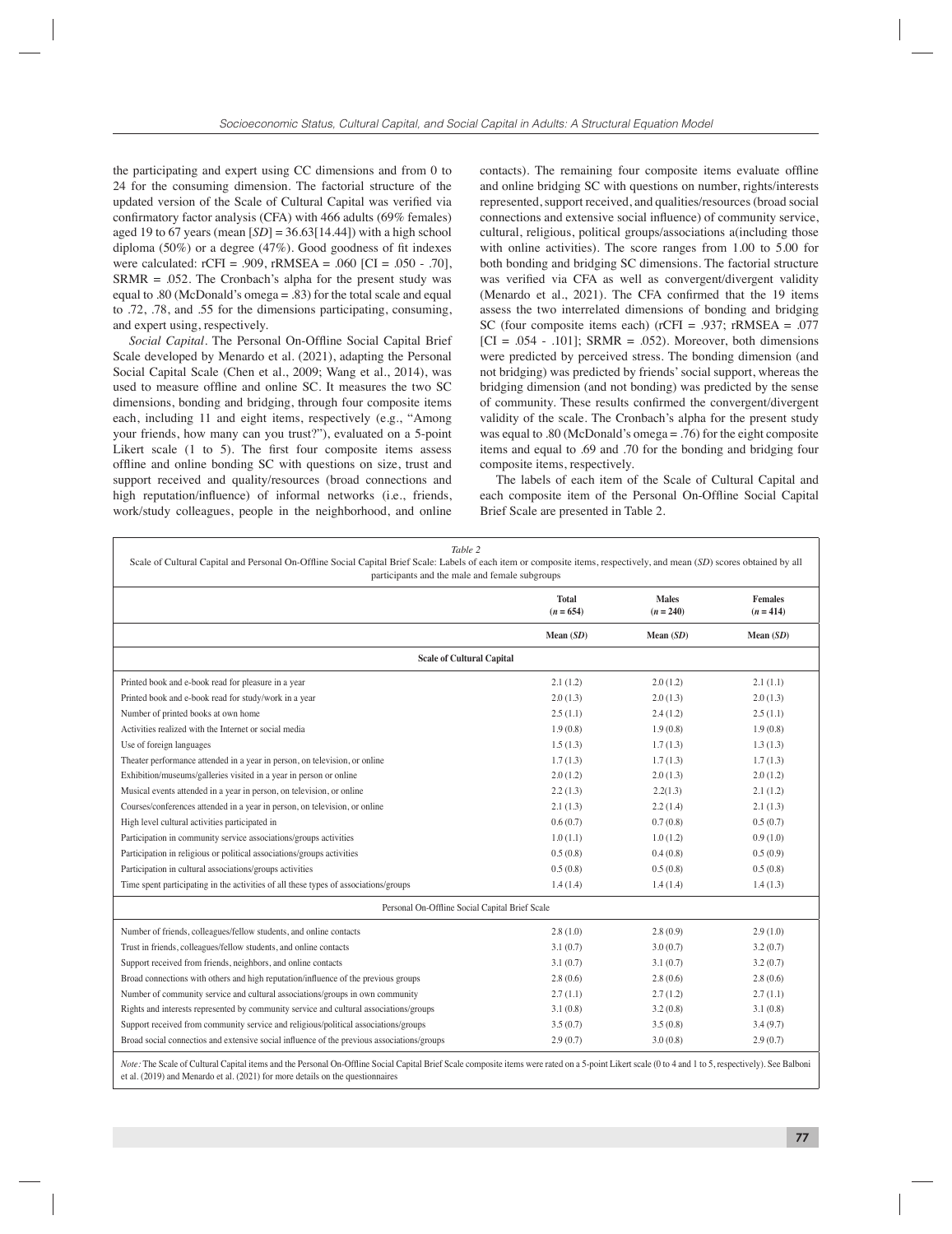the participating and expert using CC dimensions and from 0 to 24 for the consuming dimension. The factorial structure of the updated version of the Scale of Cultural Capital was verified via confirmatory factor analysis (CFA) with 466 adults (69% females) aged 19 to 67 years (mean [*SD*] = 36.63[14.44]) with a high school diploma (50%) or a degree (47%). Good goodness of fit indexes were calculated: rCFI = .909, rRMSEA = .060 [CI = .050 - .70], SRMR = .052. The Cronbach's alpha for the present study was equal to .80 (McDonald's omega = .83) for the total scale and equal to .72, .78, and .55 for the dimensions participating, consuming, and expert using, respectively.

*Social Capital*. The Personal On-Offline Social Capital Brief Scale developed by Menardo et al. (2021), adapting the Personal Social Capital Scale (Chen et al., 2009; Wang et al., 2014), was used to measure offline and online SC. It measures the two SC dimensions, bonding and bridging, through four composite items each, including 11 and eight items, respectively (e.g., "Among your friends, how many can you trust?"), evaluated on a 5-point Likert scale (1 to 5). The first four composite items assess offline and online bonding SC with questions on size, trust and support received and quality/resources (broad connections and high reputation/influence) of informal networks (i.e., friends, work/study colleagues, people in the neighborhood, and online contacts). The remaining four composite items evaluate offline and online bridging SC with questions on number, rights/interests represented, support received, and qualities/resources (broad social connections and extensive social influence) of community service, cultural, religious, political groups/associations a(including those with online activities). The score ranges from 1.00 to 5.00 for both bonding and bridging SC dimensions. The factorial structure was verified via CFA as well as convergent/divergent validity (Menardo et al., 2021). The CFA confirmed that the 19 items assess the two interrelated dimensions of bonding and bridging SC (four composite items each) (rCFI = .937; rRMSEA = .077 [CI = .054 - .101]; SRMR = .052). Moreover, both dimensions were predicted by perceived stress. The bonding dimension (and not bridging) was predicted by friends' social support, whereas the bridging dimension (and not bonding) was predicted by the sense of community. These results confirmed the convergent/divergent validity of the scale. The Cronbach's alpha for the present study was equal to .80 (McDonald's omega = .76) for the eight composite items and equal to .69 and .70 for the bonding and bridging four composite items, respectively.

The labels of each item of the Scale of Cultural Capital and each composite item of the Personal On-Offline Social Capital Brief Scale are presented in Table 2.

*Table 2*
Scale of Cultural Capital and Personal On-Offline Social Capital Brief Scale: Labels of each item or composite items, respectively, and mean (*SD*) scores obtained by all participants and the male and female subgroups

| | Total (*n* = 654) | Males (*n* = 240) | Females (*n* = 414) |
|---|---|---|---|
| | Mean (*SD*) | Mean (*SD*) | Mean (*SD*) |
| **Scale of Cultural Capital** | | | |
| Printed book and e-book read for pleasure in a year | 2.1 (1.2) | 2.0 (1.2) | 2.1 (1.1) |
| Printed book and e-book read for study/work in a year | 2.0 (1.3) | 2.0 (1.3) | 2.0 (1.3) |
| Number of printed books at own home | 2.5 (1.1) | 2.4 (1.2) | 2.5 (1.1) |
| Activities realized with the Internet or social media | 1.9 (0.8) | 1.9 (0.8) | 1.9 (0.8) |
| Use of foreign languages | 1.5 (1.3) | 1.7 (1.3) | 1.3 (1.3) |
| Theater performance attended in a year in person, on television, or online | 1.7 (1.3) | 1.7 (1.3) | 1.7 (1.3) |
| Exhibition/museums/galleries visited in a year in person or online | 2.0 (1.2) | 2.0 (1.3) | 2.0 (1.2) |
| Musical events attended in a year in person, on television, or online | 2.2 (1.3) | 2.2(1.3) | 2.1 (1.2) |
| Courses/conferences attended in a year in person, on television, or online | 2.1 (1.3) | 2.2 (1.4) | 2.1 (1.3) |
| High level cultural activities participated in | 0.6 (0.7) | 0.7 (0.8) | 0.5 (0.7) |
| Participation in community service associations/groups activities | 1.0 (1.1) | 1.0 (1.2) | 0.9 (1.0) |
| Participation in religious or political associations/groups activities | 0.5 (0.8) | 0.4 (0.8) | 0.5 (0.9) |
| Participation in cultural associations/groups activities | 0.5 (0.8) | 0.5 (0.8) | 0.5 (0.8) |
| Time spent participating in the activities of all these types of associations/groups | 1.4 (1.4) | 1.4 (1.4) | 1.4 (1.3) |
| Personal On-Offline Social Capital Brief Scale | | | |
| Number of friends, colleagues/fellow students, and online contacts | 2.8 (1.0) | 2.8 (0.9) | 2.9 (1.0) |
| Trust in friends, colleagues/fellow students, and online contacts | 3.1 (0.7) | 3.0 (0.7) | 3.2 (0.7) |
| Support received from friends, neighbors, and online contacts | 3.1 (0.7) | 3.1 (0.7) | 3.2 (0.7) |
| Broad connections with others and high reputation/influence of the previous groups | 2.8 (0.6) | 2.8 (0.6) | 2.8 (0.6) |
| Number of community service and cultural associations/groups in own community | 2.7 (1.1) | 2.7 (1.2) | 2.7 (1.1) |
| Rights and interests represented by community service and cultural associations/groups | 3.1 (0.8) | 3.2 (0.8) | 3.1 (0.8) |
| Support received from community service and religious/political associations/groups | 3.5 (0.7) | 3.5 (0.8) | 3.4 (9.7) |
| Broad social connectios and extensive social influence of the previous associations/groups | 2.9 (0.7) | 3.0 (0.8) | 2.9 (0.7) |

*Note:* The Scale of Cultural Capital items and the Personal On-Offline Social Capital Brief Scale composite items were rated on a 5-point Likert scale (0 to 4 and 1 to 5, respectively). See Balboni et al. (2019) and Menardo et al. (2021) for more details on the questionnaires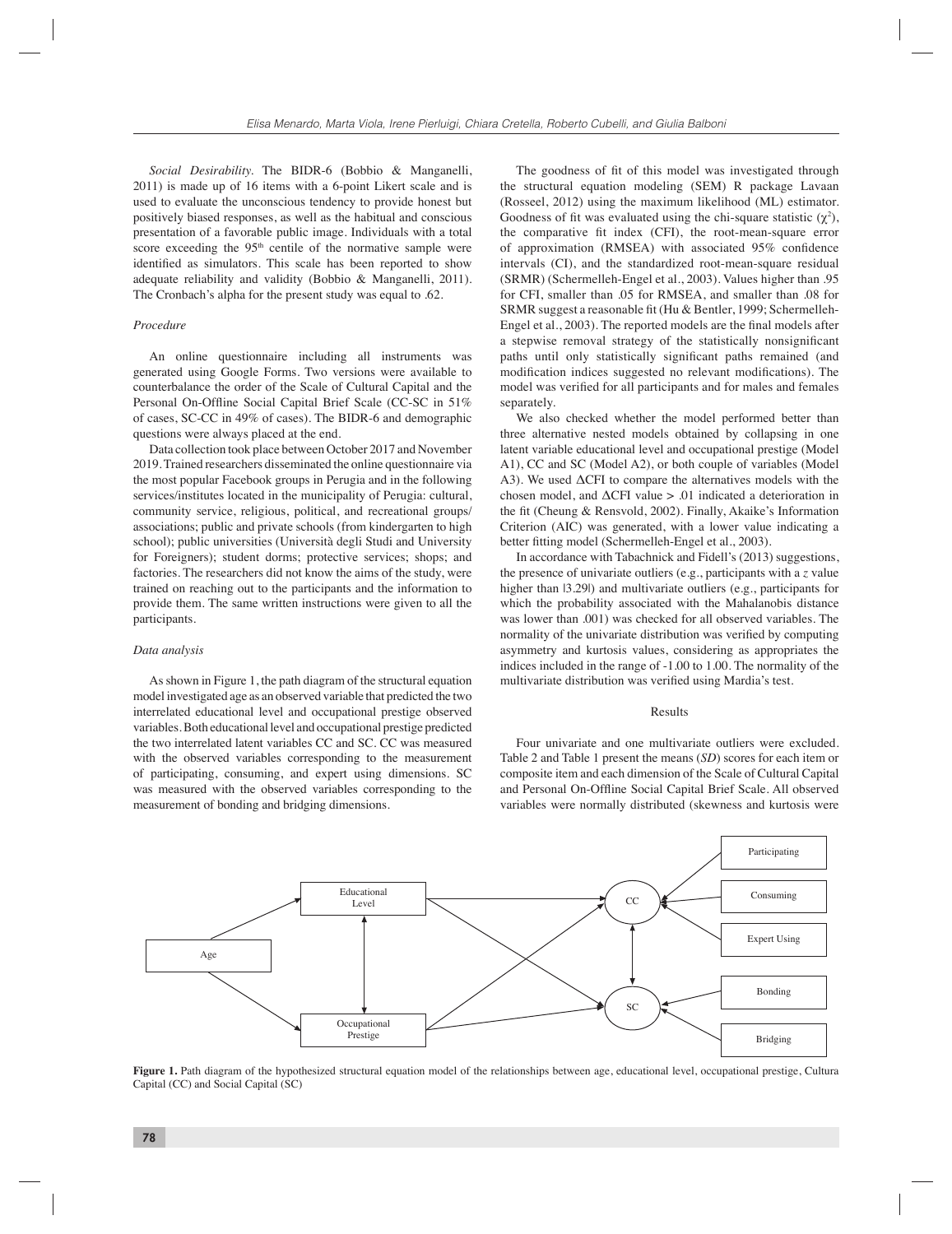*Social Desirability.* The BIDR-6 (Bobbio & Manganelli, 2011) is made up of 16 items with a 6-point Likert scale and is used to evaluate the unconscious tendency to provide honest but positively biased responses, as well as the habitual and conscious presentation of a favorable public image. Individuals with a total score exceeding the 95th centile of the normative sample were identified as simulators. This scale has been reported to show adequate reliability and validity (Bobbio & Manganelli, 2011). The Cronbach's alpha for the present study was equal to .62.

### *Procedure*

An online questionnaire including all instruments was generated using Google Forms. Two versions were available to counterbalance the order of the Scale of Cultural Capital and the Personal On-Offline Social Capital Brief Scale (CC-SC in 51% of cases, SC-CC in 49% of cases). The BIDR-6 and demographic questions were always placed at the end.

Data collection took place between October 2017 and November 2019. Trained researchers disseminated the online questionnaire via the most popular Facebook groups in Perugia and in the following services/institutes located in the municipality of Perugia: cultural, community service, religious, political, and recreational groups/associations; public and private schools (from kindergarten to high school); public universities (Università degli Studi and University for Foreigners); student dorms; protective services; shops; and factories. The researchers did not know the aims of the study, were trained on reaching out to the participants and the information to provide them. The same written instructions were given to all the participants.

### *Data analysis*

As shown in Figure 1, the path diagram of the structural equation model investigated age as an observed variable that predicted the two interrelated educational level and occupational prestige observed variables. Both educational level and occupational prestige predicted the two interrelated latent variables CC and SC. CC was measured with the observed variables corresponding to the measurement of participating, consuming, and expert using dimensions. SC was measured with the observed variables corresponding to the measurement of bonding and bridging dimensions.

The goodness of fit of this model was investigated through the structural equation modeling (SEM) R package Lavaan (Rosseel, 2012) using the maximum likelihood (ML) estimator. Goodness of fit was evaluated using the chi-square statistic ($\chi^2$), the comparative fit index (CFI), the root-mean-square error of approximation (RMSEA) with associated 95% confidence intervals (CI), and the standardized root-mean-square residual (SRMR) (Schermelleh-Engel et al., 2003). Values higher than .95 for CFI, smaller than .05 for RMSEA, and smaller than .08 for SRMR suggest a reasonable fit (Hu & Bentler, 1999; Schermelleh-Engel et al., 2003). The reported models are the final models after a stepwise removal strategy of the statistically nonsignificant paths until only statistically significant paths remained (and modification indices suggested no relevant modifications). The model was verified for all participants and for males and females separately.

We also checked whether the model performed better than three alternative nested models obtained by collapsing in one latent variable educational level and occupational prestige (Model A1), CC and SC (Model A2), or both couple of variables (Model A3). We used ΔCFI to compare the alternatives models with the chosen model, and ΔCFI value > .01 indicated a deterioration in the fit (Cheung & Rensvold, 2002). Finally, Akaike's Information Criterion (AIC) was generated, with a lower value indicating a better fitting model (Schermelleh-Engel et al., 2003).

In accordance with Tabachnick and Fidell's (2013) suggestions, the presence of univariate outliers (e.g., participants with a *z* value higher than |3.29|) and multivariate outliers (e.g., participants for which the probability associated with the Mahalanobis distance was lower than .001) was checked for all observed variables. The normality of the univariate distribution was verified by computing asymmetry and kurtosis values, considering as appropriates the indices included in the range of -1.00 to 1.00. The normality of the multivariate distribution was verified using Mardia's test.

## Results

Four univariate and one multivariate outliers were excluded. Table 2 and Table 1 present the means (*SD*) scores for each item or composite item and each dimension of the Scale of Cultural Capital and Personal On-Offline Social Capital Brief Scale. All observed variables were normally distributed (skewness and kurtosis were

**Figure 1.** Path diagram of the hypothesized structural equation model of the relationships between age, educational level, occupational prestige, Cultura Capital (CC) and Social Capital (SC)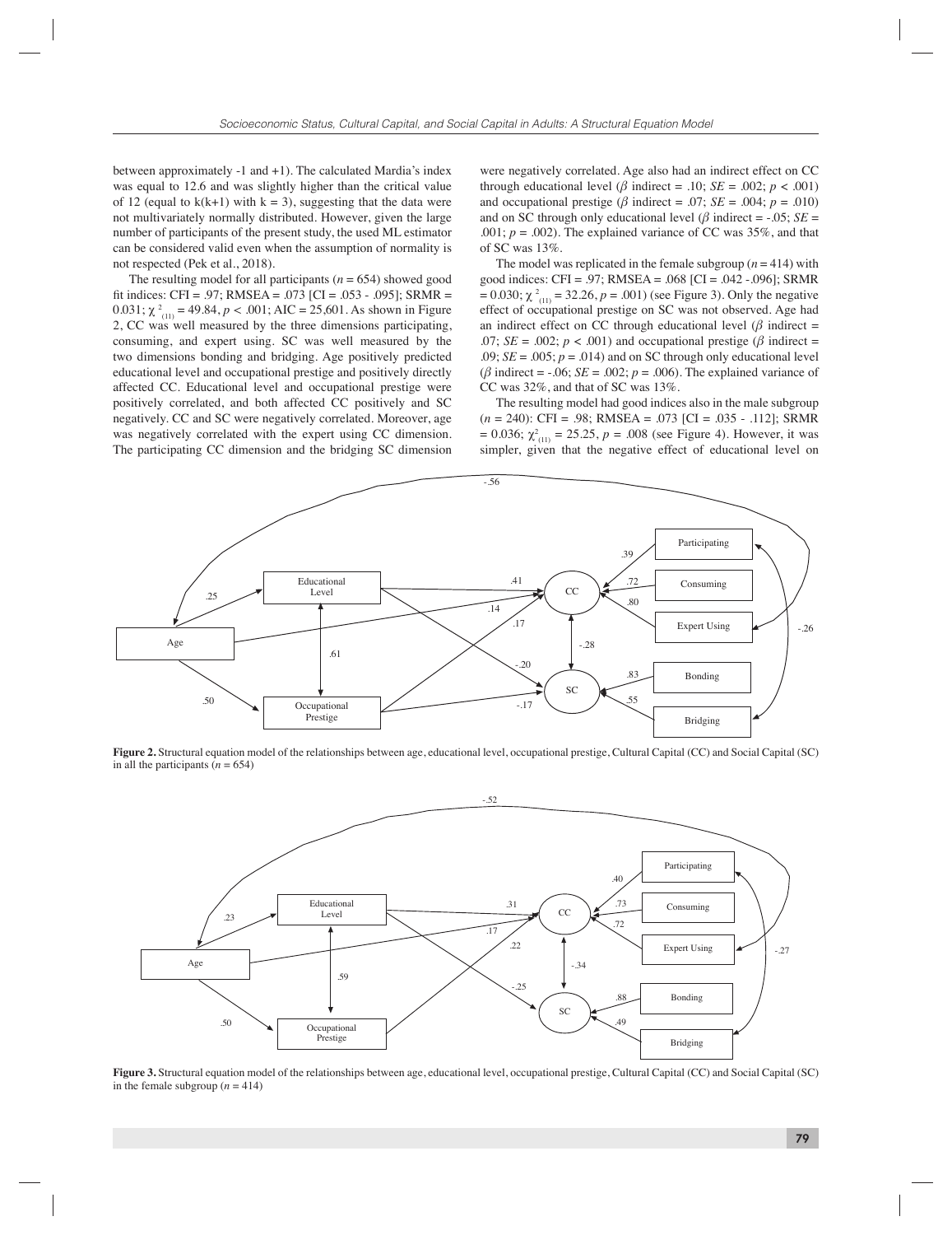between approximately -1 and +1). The calculated Mardia's index was equal to 12.6 and was slightly higher than the critical value of 12 (equal to k(k+1) with k = 3), suggesting that the data were not multivariately normally distributed. However, given the large number of participants of the present study, the used ML estimator can be considered valid even when the assumption of normality is not respected (Pek et al., 2018).

The resulting model for all participants ($n$ = 654) showed good fit indices: CFI = .97; RMSEA = .073 [CI = .053 - .095]; SRMR = 0.031; $\chi^2_{(11)} = 49.84$, $p < .001$; AIC = 25,601. As shown in Figure 2, CC was well measured by the three dimensions participating, consuming, and expert using. SC was well measured by the two dimensions bonding and bridging. Age positively predicted educational level and occupational prestige and positively directly affected CC. Educational level and occupational prestige were positively correlated, and both affected CC positively and SC negatively. CC and SC were negatively correlated. Moreover, age was negatively correlated with the expert using CC dimension. The participating CC dimension and the bridging SC dimension were negatively correlated. Age also had an indirect effect on CC through educational level ($\beta$ indirect = .10; $SE$ = .002; $p < .001$) and occupational prestige ($\beta$ indirect = .07; $SE$ = .004; $p$ = .010) and on SC through only educational level ($\beta$ indirect = -.05; $SE$ = .001; $p$ = .002). The explained variance of CC was 35%, and that of SC was 13%.

The model was replicated in the female subgroup ($n$ = 414) with good indices: CFI = .97; RMSEA = .068 [CI = .042 -.096]; SRMR = 0.030; $\chi^2_{(11)} = 32.26$, $p$ = .001) (see Figure 3). Only the negative effect of occupational prestige on SC was not observed. Age had an indirect effect on CC through educational level ($\beta$ indirect = .07; $SE$ = .002; $p < .001$) and occupational prestige ($\beta$ indirect = .09; $SE$ = .005; $p$ = .014) and on SC through only educational level ($\beta$ indirect = -.06; $SE$ = .002; $p$ = .006). The explained variance of CC was 32%, and that of SC was 13%.

The resulting model had good indices also in the male subgroup ($n$ = 240): CFI = .98; RMSEA = .073 [CI = .035 - .112]; SRMR = 0.036; $\chi^2_{(11)} = 25.25$, $p$ = .008 (see Figure 4). However, it was simpler, given that the negative effect of educational level on

**Figure 2.** Structural equation model of the relationships between age, educational level, occupational prestige, Cultural Capital (CC) and Social Capital (SC) in all the participants ($n$ = 654)

**Figure 3.** Structural equation model of the relationships between age, educational level, occupational prestige, Cultural Capital (CC) and Social Capital (SC) in the female subgroup ($n$ = 414)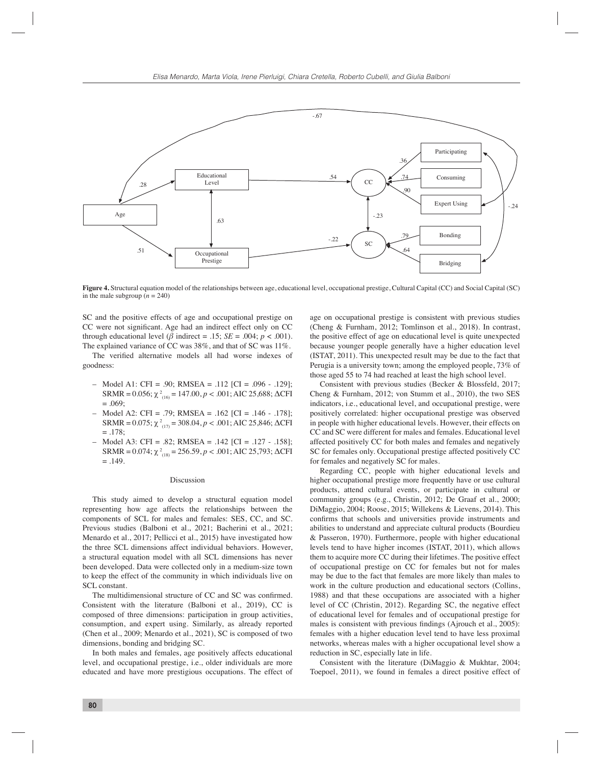**Figure 4.** Structural equation model of the relationships between age, educational level, occupational prestige, Cultural Capital (CC) and Social Capital (SC) in the male subgroup ($n$ = 240)

SC and the positive effects of age and occupational prestige on CC were not significant. Age had an indirect effect only on CC through educational level ($\beta$ indirect = .15; $SE$ = .004; $p$ < .001). The explained variance of CC was 38%, and that of SC was 11%.

The verified alternative models all had worse indexes of goodness:

- Model A1: CFI = .90; RMSEA = .112 [CI = .096 - .129]; SRMR = 0.056; $\chi^2_{(16)}$ = 147.00, $p$ < .001; AIC 25,688; ΔCFI = .069;
- Model A2: CFI = .79; RMSEA = .162 [CI = .146 - .178]; SRMR = 0.075; $\chi^2_{(17)}$ = 308.04, $p$ < .001; AIC 25,846; ΔCFI = .178;
- Model A3: CFI = .82; RMSEA = .142 [CI = .127 - .158]; SRMR = 0.074; $\chi^2_{(18)}$ = 256.59, $p$ < .001; AIC 25,793; ΔCFI = .149.

## Discussion

This study aimed to develop a structural equation model representing how age affects the relationships between the components of SCL for males and females: SES, CC, and SC. Previous studies (Balboni et al., 2021; Bacherini et al., 2021; Menardo et al., 2017; Pellicci et al., 2015) have investigated how the three SCL dimensions affect individual behaviors. However, a structural equation model with all SCL dimensions has never been developed. Data were collected only in a medium-size town to keep the effect of the community in which individuals live on SCL constant.

The multidimensional structure of CC and SC was confirmed. Consistent with the literature (Balboni et al., 2019), CC is composed of three dimensions: participation in group activities, consumption, and expert using. Similarly, as already reported (Chen et al., 2009; Menardo et al., 2021), SC is composed of two dimensions, bonding and bridging SC.

In both males and females, age positively affects educational level, and occupational prestige, i.e., older individuals are more educated and have more prestigious occupations. The effect of age on occupational prestige is consistent with previous studies (Cheng & Furnham, 2012; Tomlinson et al., 2018). In contrast, the positive effect of age on educational level is quite unexpected because younger people generally have a higher education level (ISTAT, 2011). This unexpected result may be due to the fact that Perugia is a university town; among the employed people, 73% of those aged 55 to 74 had reached at least the high school level.

Consistent with previous studies (Becker & Blossfeld, 2017; Cheng & Furnham, 2012; von Stumm et al., 2010), the two SES indicators, i.e., educational level, and occupational prestige, were positively correlated: higher occupational prestige was observed in people with higher educational levels. However, their effects on CC and SC were different for males and females. Educational level affected positively CC for both males and females and negatively SC for females only. Occupational prestige affected positively CC for females and negatively SC for males.

Regarding CC, people with higher educational levels and higher occupational prestige more frequently have or use cultural products, attend cultural events, or participate in cultural or community groups (e.g., Christin, 2012; De Graaf et al., 2000; DiMaggio, 2004; Roose, 2015; Willekens & Lievens, 2014). This confirms that schools and universities provide instruments and abilities to understand and appreciate cultural products (Bourdieu & Passeron, 1970). Furthermore, people with higher educational levels tend to have higher incomes (ISTAT, 2011), which allows them to acquire more CC during their lifetimes. The positive effect of occupational prestige on CC for females but not for males may be due to the fact that females are more likely than males to work in the culture production and educational sectors (Collins, 1988) and that these occupations are associated with a higher level of CC (Christin, 2012). Regarding SC, the negative effect of educational level for females and of occupational prestige for males is consistent with previous findings (Ajrouch et al., 2005): females with a higher education level tend to have less proximal networks, whereas males with a higher occupational level show a reduction in SC, especially late in life.

Consistent with the literature (DiMaggio & Mukhtar, 2004; Toepoel, 2011), we found in females a direct positive effect of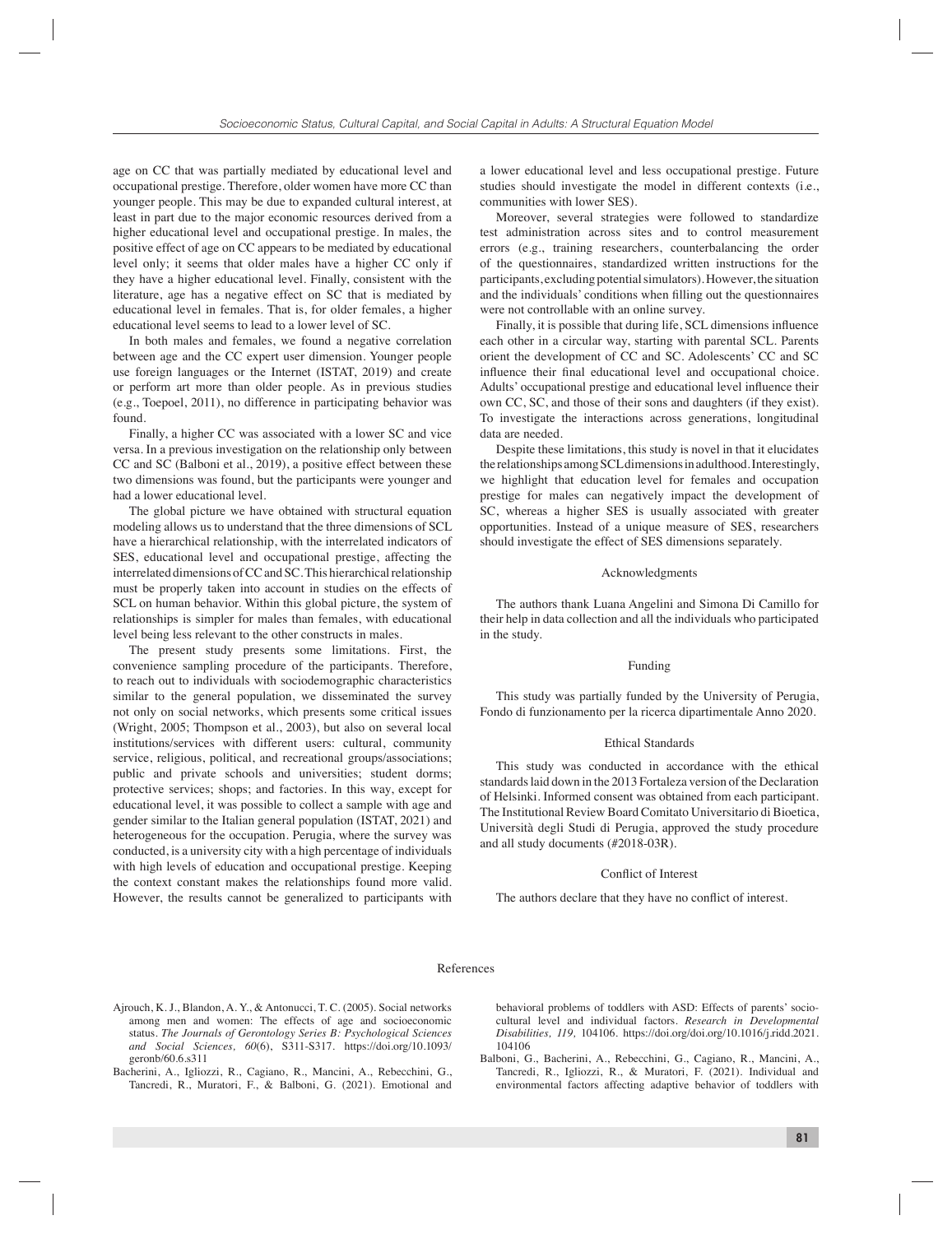age on CC that was partially mediated by educational level and occupational prestige. Therefore, older women have more CC than younger people. This may be due to expanded cultural interest, at least in part due to the major economic resources derived from a higher educational level and occupational prestige. In males, the positive effect of age on CC appears to be mediated by educational level only; it seems that older males have a higher CC only if they have a higher educational level. Finally, consistent with the literature, age has a negative effect on SC that is mediated by educational level in females. That is, for older females, a higher educational level seems to lead to a lower level of SC.

In both males and females, we found a negative correlation between age and the CC expert user dimension. Younger people use foreign languages or the Internet (ISTAT, 2019) and create or perform art more than older people. As in previous studies (e.g., Toepoel, 2011), no difference in participating behavior was found.

Finally, a higher CC was associated with a lower SC and vice versa. In a previous investigation on the relationship only between CC and SC (Balboni et al., 2019), a positive effect between these two dimensions was found, but the participants were younger and had a lower educational level.

The global picture we have obtained with structural equation modeling allows us to understand that the three dimensions of SCL have a hierarchical relationship, with the interrelated indicators of SES, educational level and occupational prestige, affecting the interrelated dimensions of CC and SC. This hierarchical relationship must be properly taken into account in studies on the effects of SCL on human behavior. Within this global picture, the system of relationships is simpler for males than females, with educational level being less relevant to the other constructs in males.

The present study presents some limitations. First, the convenience sampling procedure of the participants. Therefore, to reach out to individuals with sociodemographic characteristics similar to the general population, we disseminated the survey not only on social networks, which presents some critical issues (Wright, 2005; Thompson et al., 2003), but also on several local institutions/services with different users: cultural, community service, religious, political, and recreational groups/associations; public and private schools and universities; student dorms; protective services; shops; and factories. In this way, except for educational level, it was possible to collect a sample with age and gender similar to the Italian general population (ISTAT, 2021) and heterogeneous for the occupation. Perugia, where the survey was conducted, is a university city with a high percentage of individuals with high levels of education and occupational prestige. Keeping the context constant makes the relationships found more valid. However, the results cannot be generalized to participants with a lower educational level and less occupational prestige. Future studies should investigate the model in different contexts (i.e., communities with lower SES).

Moreover, several strategies were followed to standardize test administration across sites and to control measurement errors (e.g., training researchers, counterbalancing the order of the questionnaires, standardized written instructions for the participants, excluding potential simulators). However, the situation and the individuals' conditions when filling out the questionnaires were not controllable with an online survey.

Finally, it is possible that during life, SCL dimensions influence each other in a circular way, starting with parental SCL. Parents orient the development of CC and SC. Adolescents' CC and SC influence their final educational level and occupational choice. Adults' occupational prestige and educational level influence their own CC, SC, and those of their sons and daughters (if they exist). To investigate the interactions across generations, longitudinal data are needed.

Despite these limitations, this study is novel in that it elucidates the relationships among SCL dimensions in adulthood. Interestingly, we highlight that education level for females and occupation prestige for males can negatively impact the development of SC, whereas a higher SES is usually associated with greater opportunities. Instead of a unique measure of SES, researchers should investigate the effect of SES dimensions separately.

## Acknowledgments

The authors thank Luana Angelini and Simona Di Camillo for their help in data collection and all the individuals who participated in the study.

## Funding

This study was partially funded by the University of Perugia, Fondo di funzionamento per la ricerca dipartimentale Anno 2020.

## Ethical Standards

This study was conducted in accordance with the ethical standards laid down in the 2013 Fortaleza version of the Declaration of Helsinki. Informed consent was obtained from each participant. The Institutional Review Board Comitato Universitario di Bioetica, Università degli Studi di Perugia, approved the study procedure and all study documents (#2018-03R).

## Conflict of Interest

The authors declare that they have no conflict of interest.

## References

Ajrouch, K. J., Blandon, A. Y., & Antonucci, T. C. (2005). Social networks among men and women: The effects of age and socioeconomic status. *The Journals of Gerontology Series B: Psychological Sciences and Social Sciences, 60*(6), S311-S317. https://doi.org/10.1093/geronb/60.6.s311

Bacherini, A., Igliozzi, R., Cagiano, R., Mancini, A., Rebecchini, G., Tancredi, R., Muratori, F., & Balboni, G. (2021). Emotional and behavioral problems of toddlers with ASD: Effects of parents' socio-cultural level and individual factors. *Research in Developmental Disabilities, 119,* 104106. https://doi.org/doi.org/10.1016/j.ridd.2021.104106

Balboni, G., Bacherini, A., Rebecchini, G., Cagiano, R., Mancini, A., Tancredi, R., Igliozzi, R., & Muratori, F. (2021). Individual and environmental factors affecting adaptive behavior of toddlers with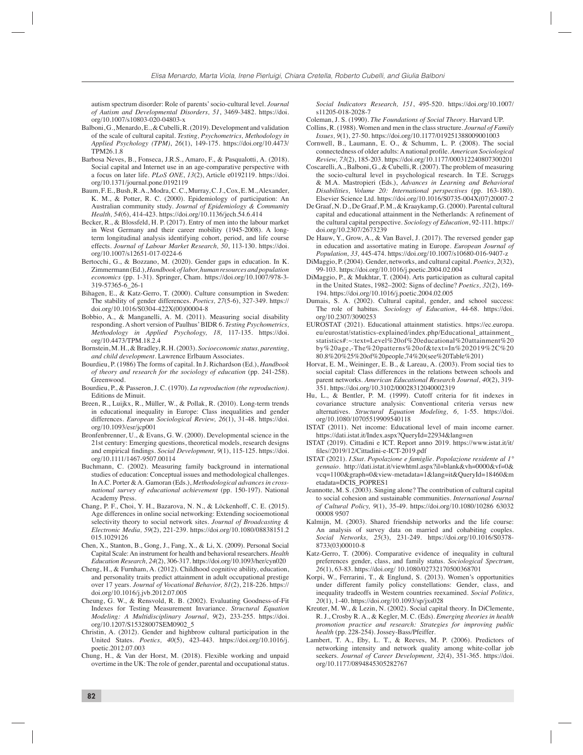autism spectrum disorder: Role of parents' socio-cultural level. *Journal of Autism and Developmental Disorders, 51*, 3469-3482. https://doi.org/10.1007/s10803-020-04803-x

Balboni, G., Menardo, E., & Cubelli, R. (2019). Development and validation of the scale of cultural capital. *Testing, Psychometrics, Methodology in Applied Psychology (TPM), 26*(1), 149-175. https://doi.org/10.4473/TPM26.1.8

Barbosa Neves, B., Fonseca, J.R.S., Amaro, F., & Pasqualotti, A. (2018). Social capital and Internet use in an age-comparative perspective with a focus on later life. *PLoS ONE*, *13*(2), Article e0192119. https://doi.org/10.1371/journal.pone.0192119

Baum, F. E., Bush, R. A., Modra, C. C., Murray, C. J., Cox, E. M., Alexander, K. M., & Potter, R. C. (2000). Epidemiology of participation: An Australian community study. *Journal of Epidemiology & Community Health, 54*(6), 414-423. https://doi.org/10.1136/jech.54.6.414

Becker, R., & Blossfeld, H. P. (2017). Entry of men into the labour market in West Germany and their career mobility (1945-2008). A long-term longitudinal analysis identifying cohort, period, and life course effects. *Journal of Labour Market Research, 50*, 113-130. https://doi.org/10.1007/s12651-017-0224-6

Bertocchi, G., & Bozzano, M. (2020). Gender gaps in education. In K. Zimmermann (Ed.), *Handbook of labor, human resources and population economics* (pp. 1-31). Springer, Cham. https://doi.org/10.1007/978-3-319-57365-6_26-1

Bihagen, E., & Katz-Gerro, T. (2000). Culture consumption in Sweden: The stability of gender differences. *Poetics, 27*(5-6), 327-349. https://doi.org/10.1016/S0304-422X(00)00004-8

Bobbio, A., & Manganelli, A. M. (2011). Measuring social disability responding. A short version of Paulhus' BIDR 6. *Testing Psychometrics, Methodology in Applied Psychology, 18,* 117-135. https://doi.org/10.4473/TPM.18.2.4

Bornstein, M. H., & Bradley, R. H. (2003). *Socioeconomic status, parenting, and child development*. Lawrence Erlbaum Associates.

Bourdieu, P. (1986) The forms of capital. In J. Richardson (Ed.), *Handbook of theory and research for the sociology of education* (pp. 241-258). Greenwood.

Bourdieu, P., & Passeron, J. C. (1970). *La reproduction (the reproduction)*. Editions de Minuit.

Breen, R., Luijkx, R., Müller, W., & Pollak, R. (2010). Long-term trends in educational inequality in Europe: Class inequalities and gender differences. *European Sociological Review, 26*(1), 31-48. https://doi.org/10.1093/esr/jcp001

Bronfenbrenner, U., & Evans, G. W. (2000). Developmental science in the 21st century: Emerging questions, theoretical models, research designs and empirical findings. *Social Development, 9*(1), 115-125. https://doi.org/10.1111/1467-9507.00114

Buchmann, C. (2002). Measuring family background in international studies of education: Conceptual issues and methodological challenges. In A.C. Porter & A. Gamoran (Eds.), *Methodological advances in cross-national survey of educational achievement* (pp. 150-197). National Academy Press.

Chang, P. F., Choi, Y. H., Bazarova, N. N., & Löckenhoff, C. E. (2015). Age differences in online social networking: Extending socioemotional selectivity theory to social network sites. *Journal of Broadcasting & Electronic Media, 59*(2), 221-239. https://doi.org/10.1080/08838151.2015.1029126

Chen, X., Stanton, B., Gong, J., Fang, X., & Li, X. (2009). Personal Social Capital Scale: An instrument for health and behavioral researchers. *Health Education Research, 24*(2), 306-317. https://doi.org/10.1093/her/cyn020

Cheng, H., & Furnham, A. (2012). Childhood cognitive ability, education, and personality traits predict attainment in adult occupational prestige over 17 years. *Journal of Vocational Behavior, 81*(2), 218-226. https://doi.org/10.1016/j.jvb.2012.07.005

Cheung, G. W., & Rensvold, R. B. (2002). Evaluating Goodness-of-Fit Indexes for Testing Measurement Invariance. *Structural Equation Modeling: A Multidisciplinary Journal*, *9*(2), 233-255. https://doi.org/10.1207/S15328007SEM0902_5

Christin, A. (2012). Gender and highbrow cultural participation in the United States. *Poetics, 40*(5), 423-443. https://doi.org/10.1016/j.poetic.2012.07.003

Chung, H., & Van der Horst, M. (2018). Flexible working and unpaid overtime in the UK: The role of gender, parental and occupational status. *Social Indicators Research, 151*, 495-520. https://doi.org/10.1007/s11205-018-2028-7

Coleman, J. S. (1990). *The Foundations of Social Theory*. Harvard UP.

Collins, R. (1988). Women and men in the class structure. *Journal of Family Issues, 9*(1), 27-50. https://doi.org/10.1177/019251388009001003

Cornwell, B., Laumann, E. O., & Schumm, L. P. (2008). The social connectedness of older adults: A national profile. *American Sociological Review, 73*(2), 185-203. https://doi.org/10.1177/000312240807300201

Coscarelli, A., Balboni, G., & Cubelli, R. (2007). The problem of measuring the socio-cultural level in psychological research. In T.E. Scruggs & M.A. Mastropieri (Eds.), *Advances in Learning and Behavioral Disabilities, Volume 20: International perspectives* (pp. 163-180). Elsevier Science Ltd. https://doi.org/10.1016/S0735-004X(07)20007-2

De Graaf, N. D., De Graaf, P. M., & Kraaykamp, G. (2000). Parental cultural capital and educational attainment in the Netherlands: A refinement of the cultural capital perspective. *Sociology of Education*, 92-111. https://doi.org/10.2307/2673239

De Hauw, Y., Grow, A., & Van Bavel, J. (2017). The reversed gender gap in education and assortative mating in Europe. *European Journal of Population, 33,* 445-474. https://doi.org/10.1007/s10680-016-9407-z

DiMaggio, P. (2004). Gender, networks, and cultural capital. *Poetics, 2*(32), 99-103. https://doi.org/10.1016/j.poetic.2004.02.004

DiMaggio, P., & Mukhtar, T. (2004). Arts participation as cultural capital in the United States, 1982–2002: Signs of decline? *Poetics, 32*(2), 169-194. https://doi.org/10.1016/j.poetic.2004.02.005

Dumais, S. A. (2002). Cultural capital, gender, and school success: The role of habitus. *Sociology of Education*, 44-68. https://doi.org/10.2307/3090253

EUROSTAT (2021). Educational attainment statistics. https://ec.europa.eu/eurostat/statistics-explained/index.php/Educational_attainment_statistics#:~:text=Level%20of%20educational%20attainment%20by%20age,-The%20patterns%20of&text=In%202019%2C%2080.8%20%25%20of%20people,74%20(see%20Table%201)

Horvat, E. M., Weininger, E. B., & Lareau, A. (2003). From social ties to social capital: Class differences in the relations between schools and parent networks. *American Educational Research Journal, 40*(2), 319-351. https://doi.org/10.3102/00028312040002319

Hu, L., & Bentler, P. M. (1999). Cutoff criteria for fit indexes in covariance structure analysis: Conventional criteria versus new alternatives. *Structural Equation Modeling, 6,* 1-55. https://doi.org/10.1080/10705519909540118

ISTAT (2011). Net income: Educational level of main income earner. https://dati.istat.it/Index.aspx?QueryId=22934&lang=en

ISTAT (2019). Cittadini e ICT. Report anno 2019. https://www.istat.it/it/files//2019/12/Cittadini-e-ICT-2019.pdf

ISTAT (2021). *I.Stat. Popolazione e famiglie. Popolazione residente al 1° gennaio*. http://dati.istat.it/viewhtml.aspx?il=blank&vh=0000&vf=0&vcq=1100&graph=0&view-metadata=1&lang=it&QueryId=18460&metadata=DCIS_POPRES1

Jeannotte, M. S. (2003). Singing alone? The contribution of cultural capital to social cohesion and sustainable communities. *International Journal of Cultural Policy, 9*(1), 35-49. https://doi.org/10.1080/10286 63032 00008 9507

Kalmijn, M. (2003). Shared friendship networks and the life course: An analysis of survey data on married and cohabiting couples. *Social Networks, 25*(3), 231-249. https://doi.org/10.1016/S0378-8733(03)00010-8

Katz-Gerro, T. (2006). Comparative evidence of inequality in cultural preferences gender, class, and family status. *Sociological Spectrum, 26*(1), 63-83. https://doi.org/ 10.1080/02732170500368701

Korpi, W., Ferrarini, T., & Englund, S. (2013). Women's opportunities under different family policy constellations: Gender, class, and inequality tradeoffs in Western countries reexamined. *Social Politics, 20*(1), 1-40. https://doi.org/10.1093/sp/jxs028

Kreuter, M. W., & Lezin, N. (2002). Social capital theory. In DiClemente, R. J., Crosby R. A., & Kegler, M. C. (Eds). *Emerging theories in health promotion practice and research: Strategies for improving public health* (pp. 228-254). Jossey-Bass/Pfeiffer.

Lambert, T. A., Eby, L. T., & Reeves, M. P. (2006). Predictors of networking intensity and network quality among white-collar job seekers. *Journal of Career Development, 32*(4), 351-365. https://doi.org/10.1177/0894845305282767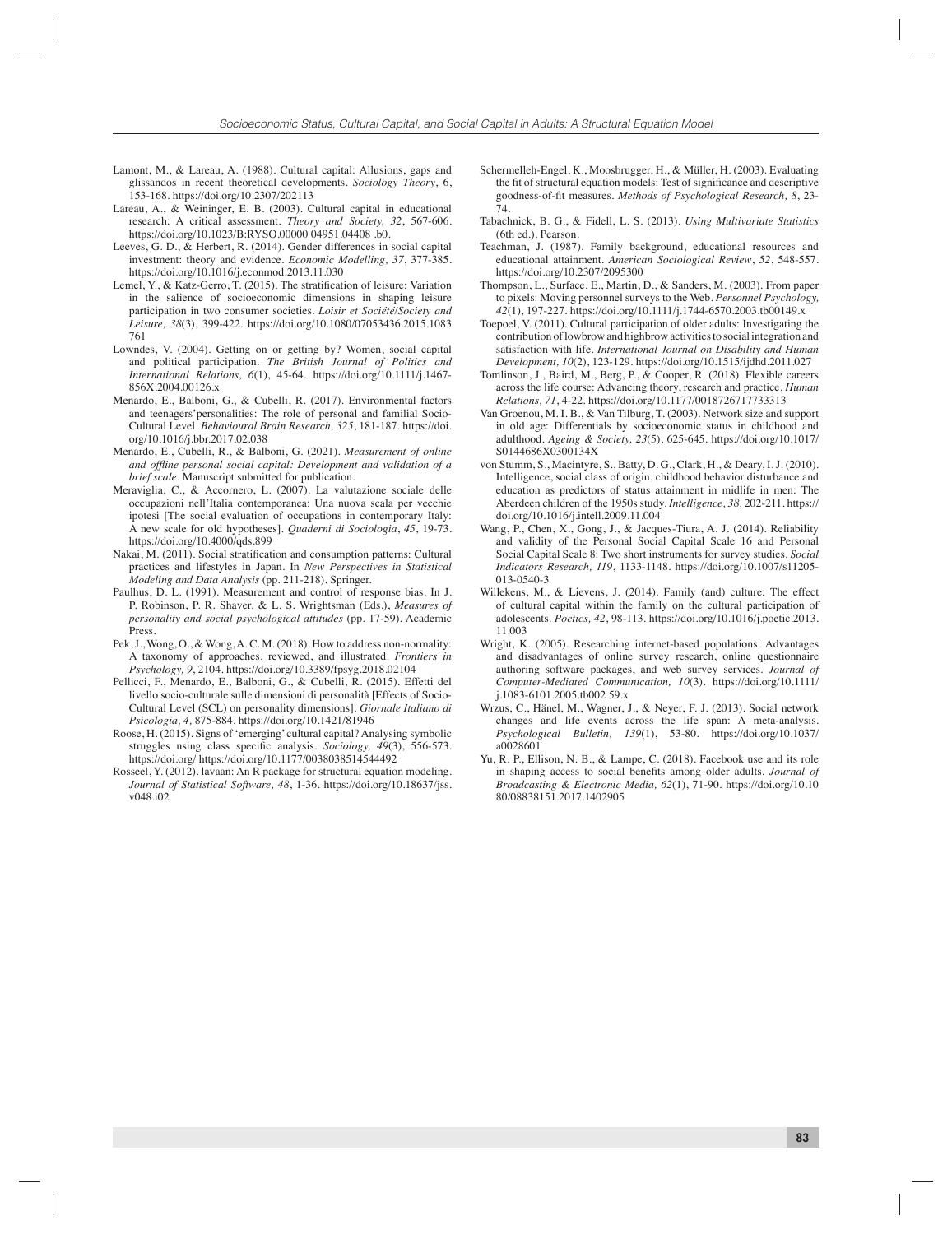Lamont, M., & Lareau, A. (1988). Cultural capital: Allusions, gaps and glissandos in recent theoretical developments. *Sociology Theory*, 6, 153-168. https://doi.org/10.2307/202113

Lareau, A., & Weininger, E. B. (2003). Cultural capital in educational research: A critical assessment. *Theory and Society, 32*, 567-606. https://doi.org/10.1023/B:RYSO.00000 04951.04408 .b0.

Leeves, G. D., & Herbert, R. (2014). Gender differences in social capital investment: theory and evidence. *Economic Modelling, 37*, 377-385. https://doi.org/10.1016/j.econmod.2013.11.030

Lemel, Y., & Katz-Gerro, T. (2015). The stratification of leisure: Variation in the salience of socioeconomic dimensions in shaping leisure participation in two consumer societies. *Loisir et Société/Society and Leisure, 38*(3), 399-422. https://doi.org/10.1080/07053436.2015.1083761

Lowndes, V. (2004). Getting on or getting by? Women, social capital and political participation. *The British Journal of Politics and International Relations, 6*(1), 45-64. https://doi.org/10.1111/j.1467-856X.2004.00126.x

Menardo, E., Balboni, G., & Cubelli, R. (2017). Environmental factors and teenagers' personalities: The role of personal and familial Socio-Cultural Level. *Behavioural Brain Research, 325*, 181-187. https://doi.org/10.1016/j.bbr.2017.02.038

Menardo, E., Cubelli, R., & Balboni, G. (2021). *Measurement of online and offline personal social capital: Development and validation of a brief scale*. Manuscript submitted for publication.

Meraviglia, C., & Accornero, L. (2007). La valutazione sociale delle occupazioni nell'Italia contemporanea: Una nuova scala per vecchie ipotesi [The social evaluation of occupations in contemporary Italy: A new scale for old hypotheses]. *Quaderni di Sociologia*, *45*, 19-73. https://doi.org/10.4000/qds.899

Nakai, M. (2011). Social stratification and consumption patterns: Cultural practices and lifestyles in Japan. In *New Perspectives in Statistical Modeling and Data Analysis* (pp. 211-218). Springer.

Paulhus, D. L. (1991). Measurement and control of response bias. In J. P. Robinson, P. R. Shaver, & L. S. Wrightsman (Eds.), *Measures of personality and social psychological attitudes* (pp. 17-59). Academic Press.

Pek, J., Wong, O., & Wong, A. C. M. (2018). How to address non-normality: A taxonomy of approaches, reviewed, and illustrated. *Frontiers in Psychology, 9*, 2104. https://doi.org/10.3389/fpsyg.2018.02104

Pellicci, F., Menardo, E., Balboni, G., & Cubelli, R. (2015). Effetti del livello socio-culturale sulle dimensioni di personalità [Effects of Socio-Cultural Level (SCL) on personality dimensions]. *Giornale Italiano di Psicologia, 4,* 875-884. https://doi.org/10.1421/81946

Roose, H. (2015). Signs of 'emerging' cultural capital? Analysing symbolic struggles using class specific analysis. *Sociology, 49*(3), 556-573. https://doi.org/ https://doi.org/10.1177/0038038514544492

Rosseel, Y. (2012). lavaan: An R package for structural equation modeling. *Journal of Statistical Software, 48*, 1-36. https://doi.org/10.18637/jss.v048.i02

Schermelleh-Engel, K., Moosbrugger, H., & Müller, H. (2003). Evaluating the fit of structural equation models: Test of significance and descriptive goodness-of-fit measures. *Methods of Psychological Research, 8*, 23-74.

Tabachnick, B. G., & Fidell, L. S. (2013). *Using Multivariate Statistics* (6th ed.). Pearson.

Teachman, J. (1987). Family background, educational resources and educational attainment. *American Sociological Review*, *52*, 548-557. https://doi.org/10.2307/2095300

Thompson, L., Surface, E., Martin, D., & Sanders, M. (2003). From paper to pixels: Moving personnel surveys to the Web. *Personnel Psychology, 42*(1), 197-227. https://doi.org/10.1111/j.1744-6570.2003.tb00149.x

Toepoel, V. (2011). Cultural participation of older adults: Investigating the contribution of lowbrow and highbrow activities to social integration and satisfaction with life. *International Journal on Disability and Human Development, 10*(2), 123-129. https://doi.org/10.1515/ijdhd.2011.027

Tomlinson, J., Baird, M., Berg, P., & Cooper, R. (2018). Flexible careers across the life course: Advancing theory, research and practice. *Human Relations, 71*, 4-22. https://doi.org/10.1177/0018726717733313

Van Groenou, M. I. B., & Van Tilburg, T. (2003). Network size and support in old age: Differentials by socioeconomic status in childhood and adulthood. *Ageing & Society, 23*(5), 625-645. https://doi.org/10.1017/S0144686X0300134X

von Stumm, S., Macintyre, S., Batty, D. G., Clark, H., & Deary, I. J. (2010). Intelligence, social class of origin, childhood behavior disturbance and education as predictors of status attainment in midlife in men: The Aberdeen children of the 1950s study. *Intelligence, 38,* 202-211. https://doi.org/10.1016/j.intell.2009.11.004

Wang, P., Chen, X., Gong, J., & Jacques-Tiura, A. J. (2014). Reliability and validity of the Personal Social Capital Scale 16 and Personal Social Capital Scale 8: Two short instruments for survey studies. *Social Indicators Research, 119*, 1133-1148. https://doi.org/10.1007/s11205-013-0540-3

Willekens, M., & Lievens, J. (2014). Family (and) culture: The effect of cultural capital within the family on the cultural participation of adolescents. *Poetics, 42*, 98-113. https://doi.org/10.1016/j.poetic.2013.11.003

Wright, K. (2005). Researching internet-based populations: Advantages and disadvantages of online survey research, online questionnaire authoring software packages, and web survey services. *Journal of Computer-Mediated Communication, 10*(3). https://doi.org/10.1111/j.1083-6101.2005.tb002 59.x

Wrzus, C., Hänel, M., Wagner, J., & Neyer, F. J. (2013). Social network changes and life events across the life span: A meta-analysis. *Psychological Bulletin, 139*(1), 53-80. https://doi.org/10.1037/a0028601

Yu, R. P., Ellison, N. B., & Lampe, C. (2018). Facebook use and its role in shaping access to social benefits among older adults. *Journal of Broadcasting & Electronic Media, 62*(1), 71-90. https://doi.org/10.1080/08838151.2017.1402905